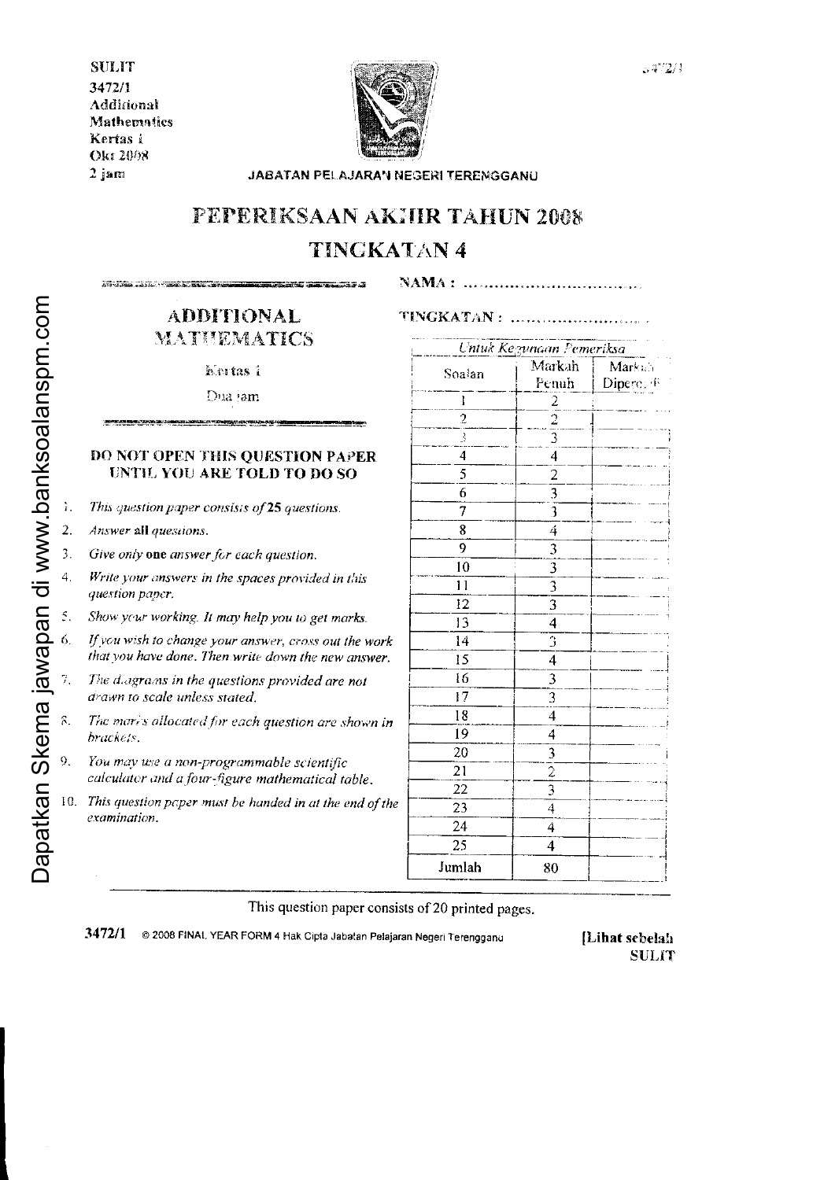SULIT
3472/1
Additional
Mathematics
Kertas 1
Okt 2008
2 jam

JABATAN PELAJARAN NEGERI TERENGGANU

# PEPERIKSAAN AKHIR TAHUN 2008

## TINGKATAN 4

NAMA : ..................................

TINGKATAN : ..........................

## ADDITIONAL MATHEMATICS

Kertas 1

Dua jam

**DO NOT OPEN THIS QUESTION PAPER UNTIL YOU ARE TOLD TO DO SO**

1. *This question paper consists of* **25** *questions.*
2. *Answer* **all** *questions.*
3. *Give only* **one** *answer for each question.*
4. *Write your answers in the spaces provided in this question paper.*
5. *Show your working. It may help you to get marks.*
6. *If you wish to change your answer, cross out the work that you have done. Then write down the new answer.*
7. *The diagrams in the questions provided are not drawn to scale unless stated.*
8. *The marks allocated for each question are shown in brackets.*
9. *You may use a non-programmable scientific calculator and a four-figure mathematical table.*
10. *This question paper must be handed in at the end of the examination.*

| *Untuk Kegunaan Pemeriksa* | | |
|---|---|---|
| Soalan | Markah Penuh | Markah Diperoleh |
| 1 | 2 | |
| 2 | 2 | |
| 3 | 3 | |
| 4 | 4 | |
| 5 | 2 | |
| 6 | 3 | |
| 7 | 3 | |
| 8 | 4 | |
| 9 | 3 | |
| 10 | 3 | |
| 11 | 3 | |
| 12 | 3 | |
| 13 | 4 | |
| 14 | 3 | |
| 15 | 4 | |
| 16 | 3 | |
| 17 | 3 | |
| 18 | 4 | |
| 19 | 4 | |
| 20 | 3 | |
| 21 | 2 | |
| 22 | 3 | |
| 23 | 4 | |
| 24 | 4 | |
| 25 | 4 | |
| Jumlah | 80 | |

This question paper consists of 20 printed pages.

3472/1 © 2008 FINAL YEAR FORM 4 Hak Cipta Jabatan Pelajaran Negeri Terengganu

[Lihat sebelah
SULIT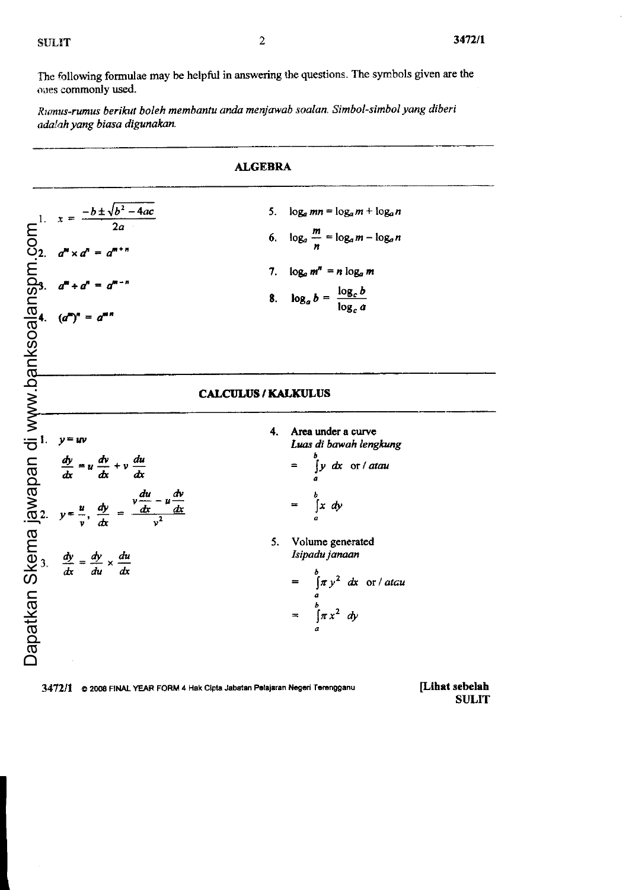The following formulae may be helpful in answering the questions. The symbols given are the ones commonly used.

*Rumus-rumus berikut boleh membantu anda menjawab soalan. Simbol-simbol yang diberi adalah yang biasa digunakan.*

## ALGEBRA

1. $x = \dfrac{-b \pm \sqrt{b^2 - 4ac}}{2a}$

2. $a^m \times a^n = a^{m+n}$

3. $a^m \div a^n = a^{m-n}$

4. $(a^m)^n = a^{mn}$

5. $\log_a mn = \log_a m + \log_a n$

6. $\log_a \dfrac{m}{n} = \log_a m - \log_a n$

7. $\log_a m^n = n \log_a m$

8. $\log_a b = \dfrac{\log_c b}{\log_c a}$

## CALCULUS / *KALKULUS*

1. $y = uv$

   $\dfrac{dy}{dx} = u\dfrac{dv}{dx} + v\dfrac{du}{dx}$

2. $y = \dfrac{u}{v}$, $\dfrac{dy}{dx} = \dfrac{v\dfrac{du}{dx} - u\dfrac{dv}{dx}}{v^2}$

3. $\dfrac{dy}{dx} = \dfrac{dy}{du} \times \dfrac{du}{dx}$

4. Area under a curve
   *Luas di bawah lengkung*

   $= \displaystyle\int_a^b y \, dx$ or / *atau*

   $= \displaystyle\int_a^b x \, dy$

5. Volume generated
   *Isipadu janaan*

   $= \displaystyle\int_a^b \pi y^2 \, dx$ or / *atau*

   $= \displaystyle\int_a^b \pi x^2 \, dy$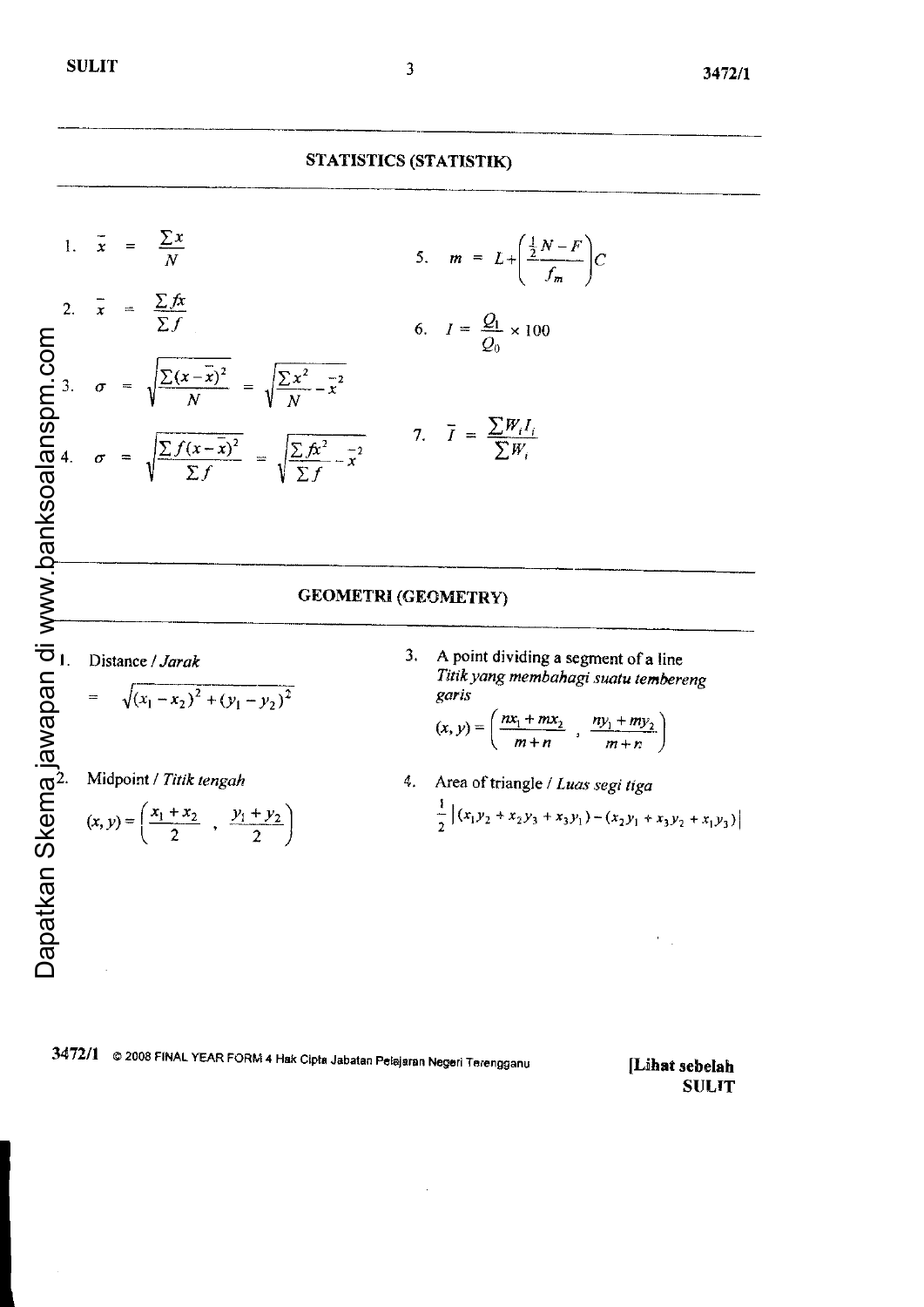## STATISTICS (STATISTIK)

1. $\bar{x} = \dfrac{\sum x}{N}$

2. $\bar{x} = \dfrac{\sum fx}{\sum f}$

3. $\sigma = \sqrt{\dfrac{\sum (x-\bar{x})^2}{N}} = \sqrt{\dfrac{\sum x^2}{N} - \bar{x}^2}$

4. $\sigma = \sqrt{\dfrac{\sum f(x-\bar{x})^2}{\sum f}} = \sqrt{\dfrac{\sum fx^2}{\sum f} - \bar{x}^2}$

5. $m = L + \left( \dfrac{\frac{1}{2}N - F}{f_m} \right) C$

6. $I = \dfrac{Q_1}{Q_0} \times 100$

7. $\bar{I} = \dfrac{\sum W_i I_i}{\sum W_i}$

## GEOMETRI (GEOMETRY)

1. Distance / *Jarak*

   $= \sqrt{(x_1 - x_2)^2 + (y_1 - y_2)^2}$

2. Midpoint / *Titik tengah*

   $(x, y) = \left( \dfrac{x_1 + x_2}{2} , \dfrac{y_1 + y_2}{2} \right)$

3. A point dividing a segment of a line
   *Titik yang membahagi suatu tembereng garis*

   $(x, y) = \left( \dfrac{nx_1 + mx_2}{m+n} , \dfrac{ny_1 + my_2}{m+n} \right)$

4. Area of triangle / *Luas segi tiga*

   $\dfrac{1}{2} \left| (x_1 y_2 + x_2 y_3 + x_3 y_1) - (x_2 y_1 + x_3 y_2 + x_1 y_3) \right|$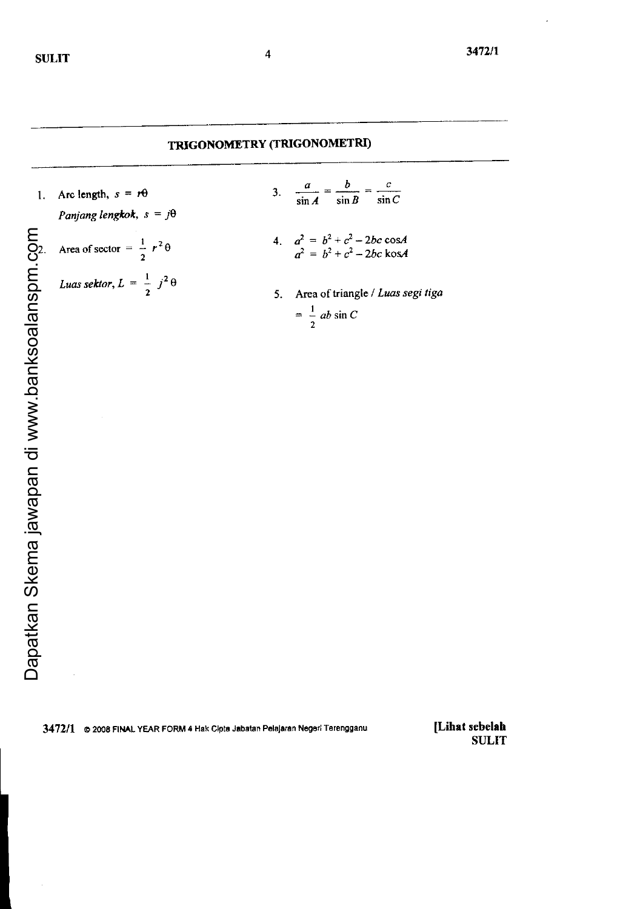## TRIGONOMETRY (TRIGONOMETRI)

1. Arc length, $s = r\theta$

   *Panjang lengkok*, $s = j\theta$

2. Area of sector $= \frac{1}{2} r^2 \theta$

   *Luas sektor*, $L = \frac{1}{2} j^2 \theta$

3. $\dfrac{a}{\sin A} = \dfrac{b}{\sin B} = \dfrac{c}{\sin C}$

4. $a^2 = b^2 + c^2 - 2bc \cos A$

   $a^2 = b^2 + c^2 - 2bc \text{ kos} A$

5. Area of triangle / *Luas segi tiga*

   $= \frac{1}{2} ab \sin C$

Dapatkan Skema jawapan di www.banksoalanspm.com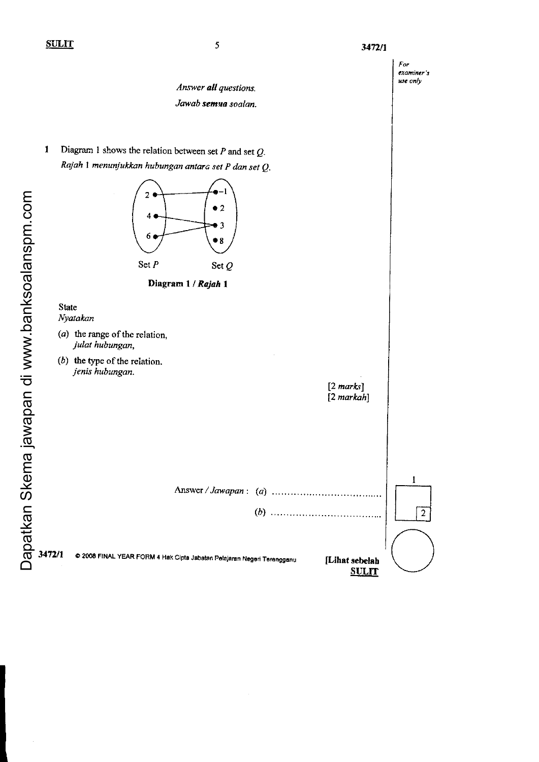*Answer **all** questions.*

*Jawab **semua** soalan.*

**1** Diagram 1 shows the relation between set $P$ and set $Q$.
*Rajah 1 menunjukkan hubungan antara set P dan set Q.*

| Set $P$ | | Set $Q$ |
|---|---|---|
| 2 | → | −1 |
| 4 | → | 3 |
| 6 | → | 3 |
| | | 2 |
| | | 8 |

**Diagram 1 / *Rajah 1***

State
*Nyatakan*

(*a*) the range of the relation,
*julat hubungan,*

(*b*) the type of the relation.
*jenis hubungan.*

[2 *marks*]
[2 *markah*]

Answer / *Jawapan* : (*a*) ...................................

(*b*) ...................................

| For examiner's use only |
|---|
| 1 |
| 2 |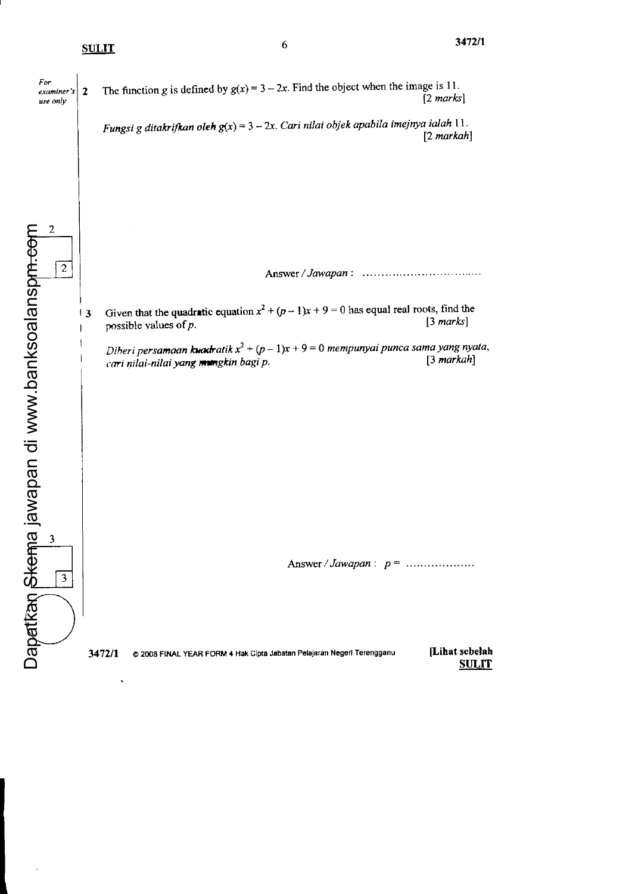*For examiner's use only*

**2** The function $g$ is defined by $g(x) = 3 - 2x$. Find the object when the image is 11. [2 *marks*]

*Fungsi g ditakrifkan oleh $g(x) = 3 - 2x$. Cari nilai objek apabila imejnya ialah 11.* [2 *markah*]

Answer / *Jawapan* : ..................................

**3** Given that the quadratic equation $x^2 + (p - 1)x + 9 = 0$ has equal real roots, find the possible values of $p$. [3 *marks*]

*Diberi persamaan kuadratik $x^2 + (p - 1)x + 9 = 0$ mempunyai punca sama yang nyata, cari nilai-nilai yang mungkin bagi p.* [3 *markah*]

Answer / *Jawapan* : $p =$ ...................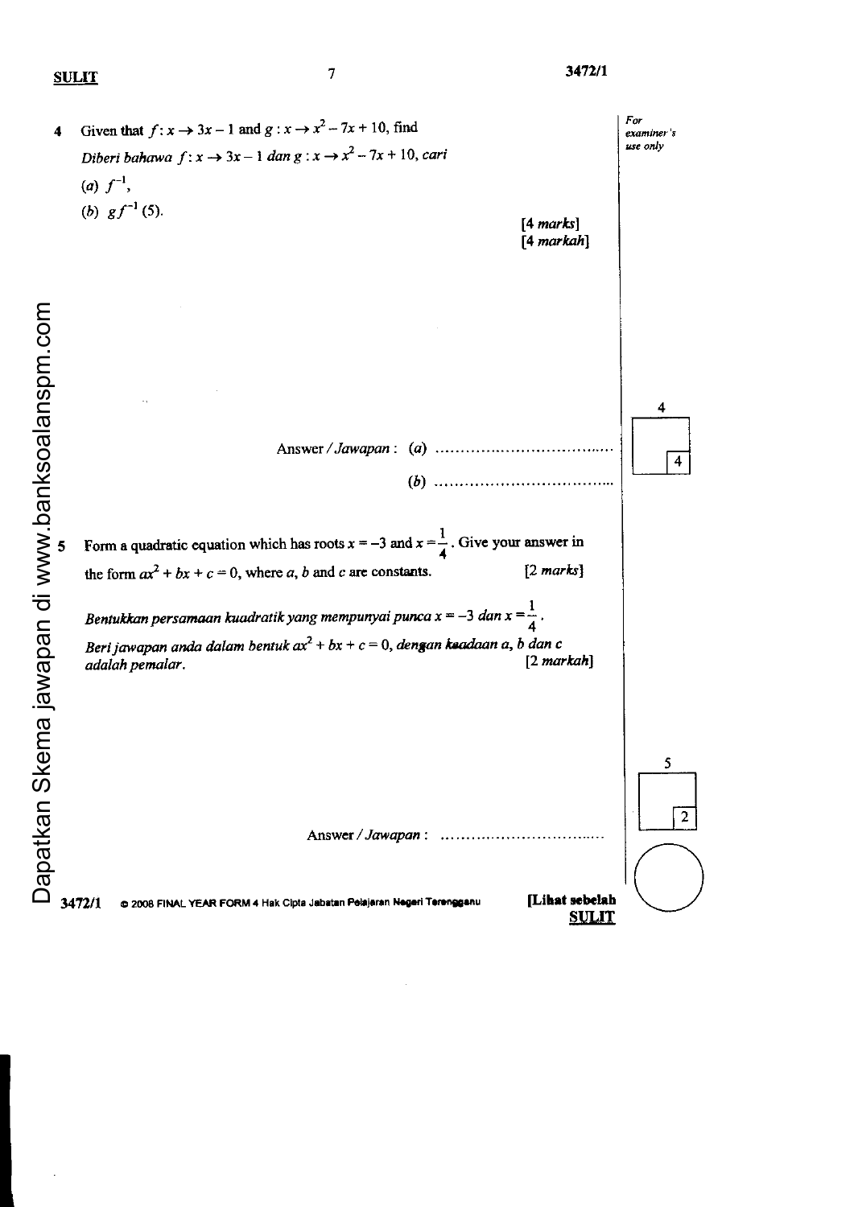4 Given that $f : x \rightarrow 3x - 1$ and $g : x \rightarrow x^2 - 7x + 10$, find

*Diberi bahawa* $f : x \rightarrow 3x - 1$ *dan* $g : x \rightarrow x^2 - 7x + 10$, *cari*

(*a*) $f^{-1}$,

(*b*) $gf^{-1}(5)$.

[4 *marks*]
[4 *markah*]

Answer / *Jawapan* : (*a*) ...................................

(*b*) ...................................

5 Form a quadratic equation which has roots $x = -3$ and $x = \frac{1}{4}$. Give your answer in the form $ax^2 + bx + c = 0$, where $a$, $b$ and $c$ are constants. [2 *marks*]

*Bentukkan persamaan kuadratik yang mempunyai punca* $x = -3$ *dan* $x = \frac{1}{4}$.
*Beri jawapan anda dalam bentuk* $ax^2 + bx + c = 0$, *dengan keadaan a, b dan c adalah pemalar.* [2 *markah*]

Answer / *Jawapan* : ...................................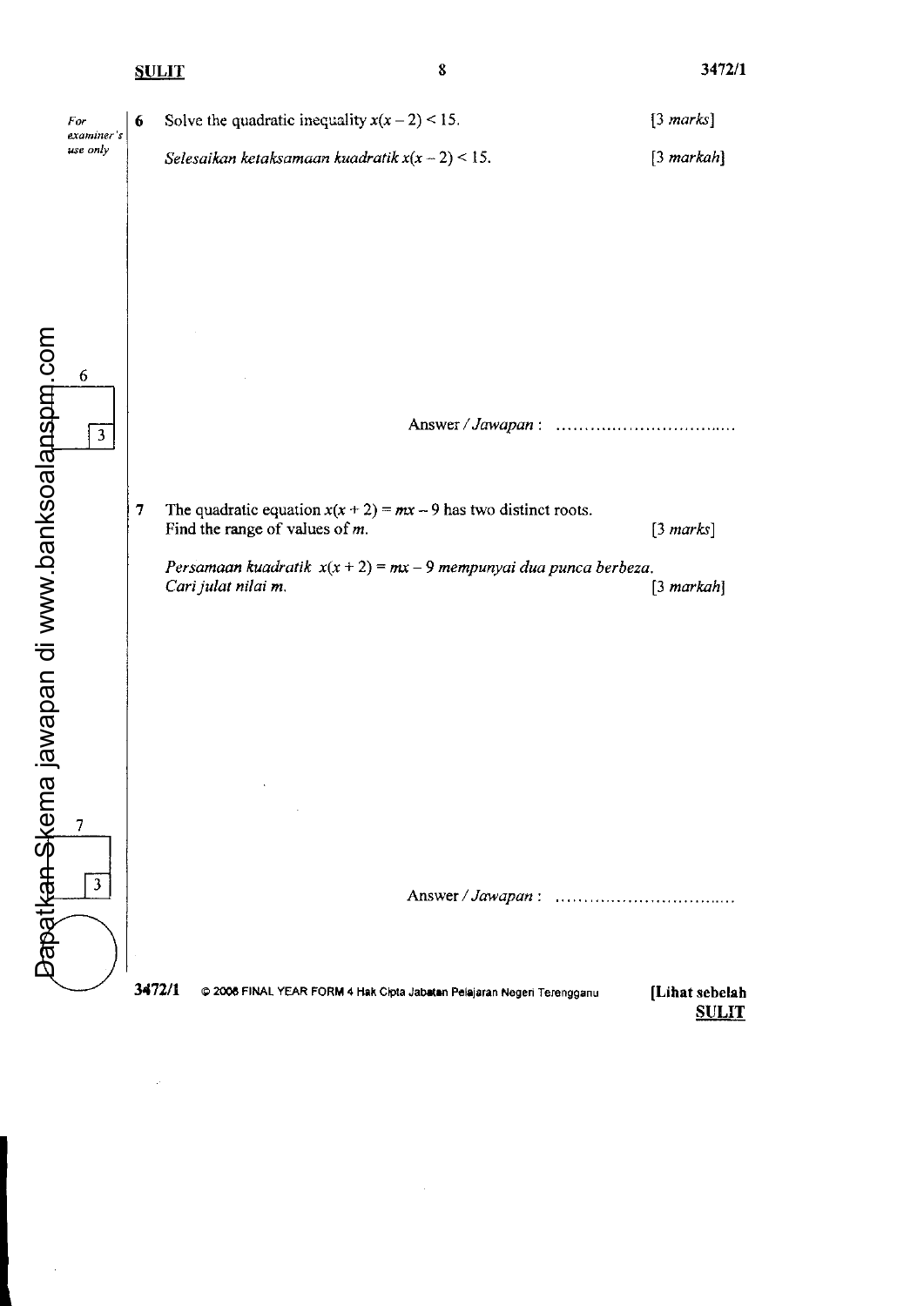6 Solve the quadratic inequality $x(x-2) < 15$. [3 *marks*]

*Selesaikan ketaksamaan kuadratik* $x(x-2) < 15$. [3 *markah*]

Answer / *Jawapan* : ..............................

7 The quadratic equation $x(x+2) = mx - 9$ has two distinct roots.
Find the range of values of $m$. [3 *marks*]

*Persamaan kuadratik* $x(x+2) = mx - 9$ *mempunyai dua punca berbeza.*
*Cari julat nilai* $m$. [3 *markah*]

Answer / *Jawapan* : ..............................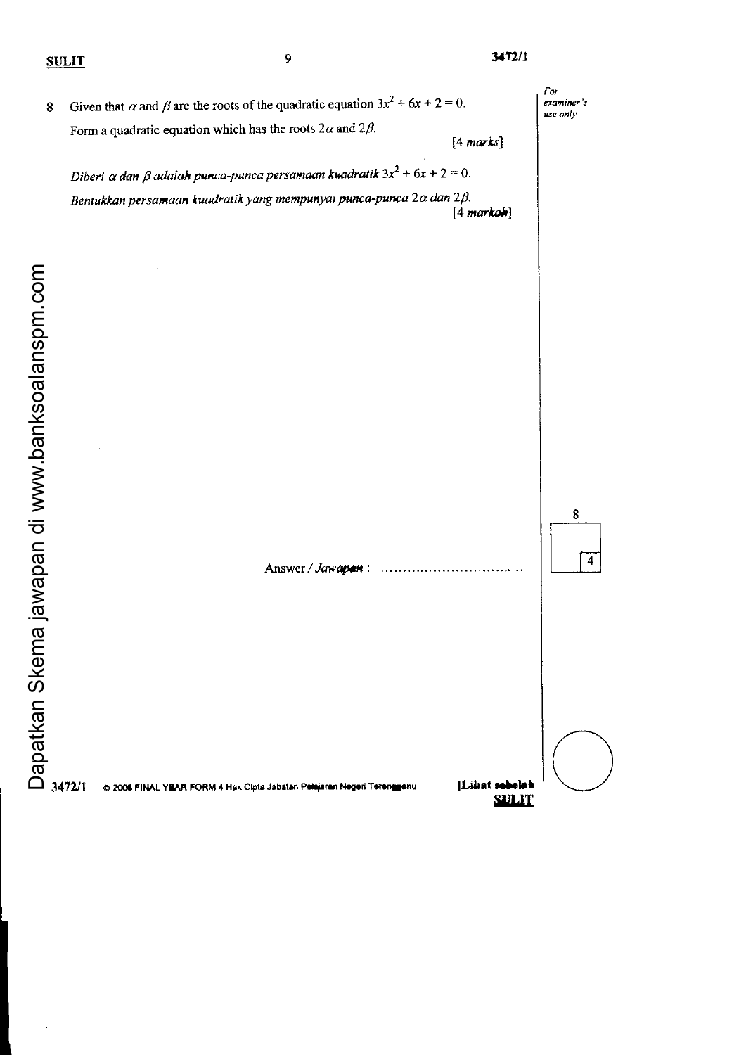8 Given that $\alpha$ and $\beta$ are the roots of the quadratic equation $3x^2 + 6x + 2 = 0$.

Form a quadratic equation which has the roots $2\alpha$ and $2\beta$.

[4 *marks*]

*Diberi $\alpha$ dan $\beta$ adalah punca-punca persamaan kuadratik $3x^2 + 6x + 2 = 0$.*

*Bentukkan persamaan kuadratik yang mempunyai punca-punca $2\alpha$ dan $2\beta$.*

[4 ***markah***]

Answer / *Jawapan* : ...............................

Dapatkan Skema jawapan di www.banksoalanspm.com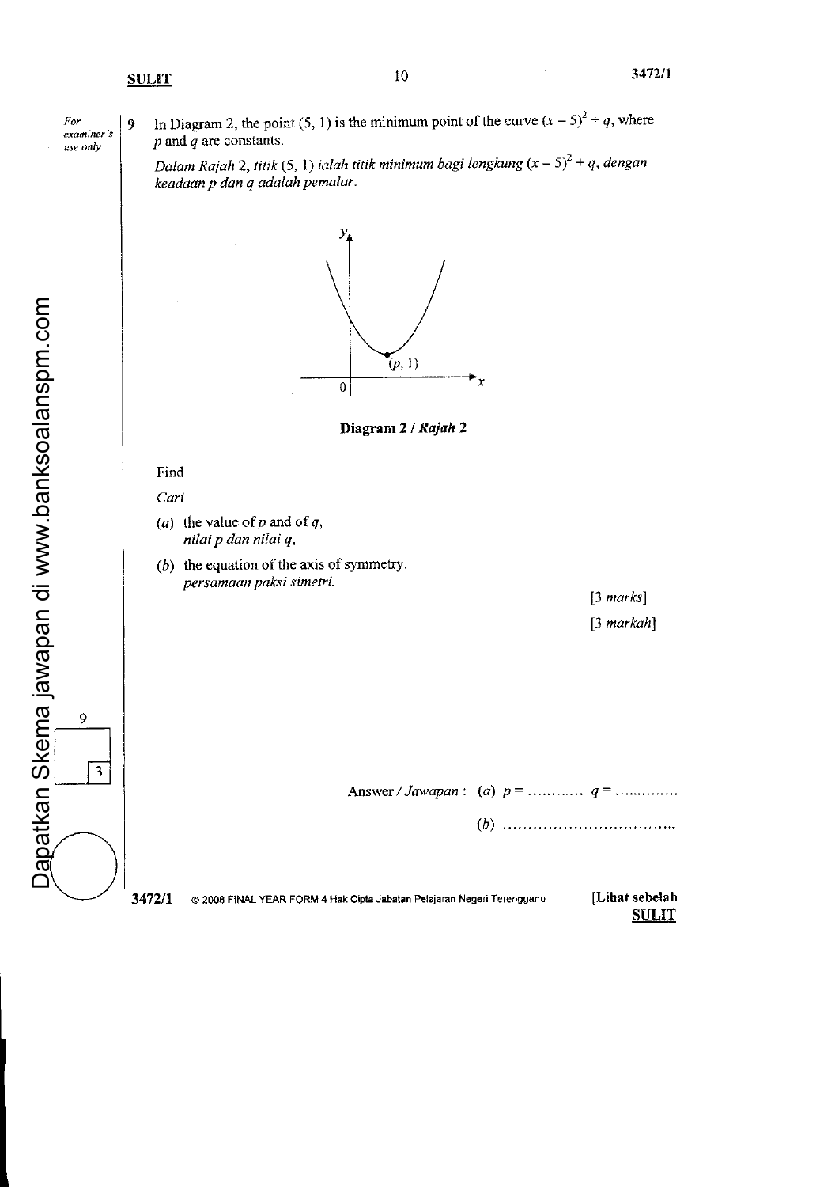9 In Diagram 2, the point (5, 1) is the minimum point of the curve $(x-5)^2 + q$, where $p$ and $q$ are constants.

*Dalam Rajah 2, titik (5, 1) ialah titik minimum bagi lengkung $(x-5)^2 + q$, dengan keadaan p dan q adalah pemalar.*

**Diagram 2 / *Rajah 2***

Find

*Cari*

(a) the value of $p$ and of $q$,
*nilai p dan nilai q,*

(b) the equation of the axis of symmetry.
*persamaan paksi simetri.*

[3 *marks*]

[3 *markah*]

Answer / *Jawapan* : (a) $p =$ ………… $q =$ …………

(b) ………………………………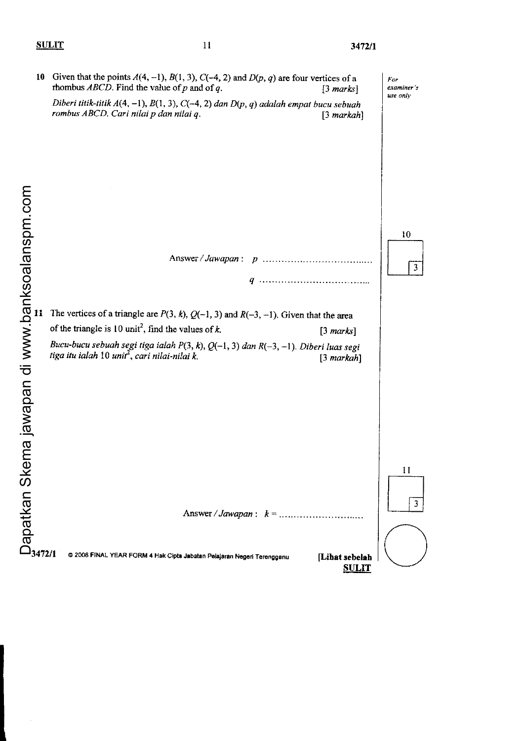10 Given that the points $A(4, -1)$, $B(1, 3)$, $C(-4, 2)$ and $D(p, q)$ are four vertices of a rhombus $ABCD$. Find the value of $p$ and of $q$. [3 *marks*]

*Diberi titik-titik $A(4, -1)$, $B(1, 3)$, $C(-4, 2)$ dan $D(p, q)$ adalah empat bucu sebuah rombus $ABCD$. Cari nilai $p$ dan nilai $q$.* [3 *markah*]

Answer / *Jawapan* : $p$ ..................................

$q$ ..................................

11 The vertices of a triangle are $P(3, k)$, $Q(-1, 3)$ and $R(-3, -1)$. Given that the area of the triangle is 10 unit$^2$, find the values of $k$. [3 *marks*]

*Bucu-bucu sebuah segi tiga ialah $P(3, k)$, $Q(-1, 3)$ dan $R(-3, -1)$. Diberi luas segi tiga itu ialah 10 unit$^2$, cari nilai-nilai $k$.* [3 *markah*]

Answer / *Jawapan* : $k =$ ..............................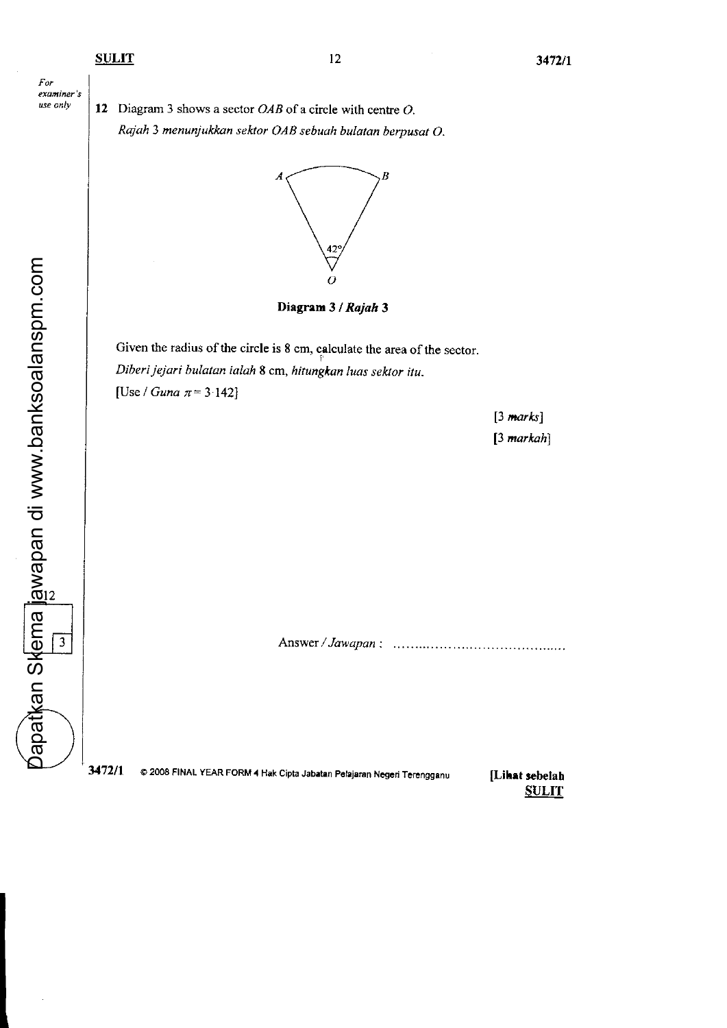For examiner's use only

12 Diagram 3 shows a sector $OAB$ of a circle with centre $O$.
*Rajah 3 menunjukkan sektor OAB sebuah bulatan berpusat O.*

**Diagram 3 / *Rajah 3***

Given the radius of the circle is 8 cm, calculate the area of the sector.
*Diberi jejari bulatan ialah 8 cm, hitungkan luas sektor itu.*
[Use / *Guna* $\pi = 3.142$]

[3 *marks*]
[3 *markah*]

Answer / *Jawapan* : ……………………………………

12

3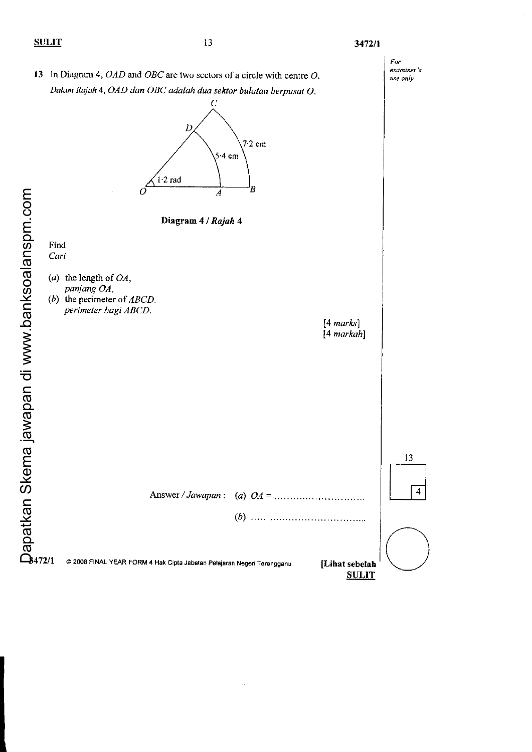**13** In Diagram 4, $OAD$ and $OBC$ are two sectors of a circle with centre $O$.
*Dalam Rajah 4, $OAD$ dan $OBC$ adalah dua sektor bulatan berpusat $O$.*

**Diagram 4 / *Rajah 4***

Find
*Cari*

(a) the length of $OA$,
*panjang $OA$,*

(b) the perimeter of $ABCD$.
*perimeter bagi $ABCD$.*

[4 *marks*]
[4 *markah*]

Answer / *Jawapan* : (a) $OA$ = ……………………………

(b) ……………………………………

*For examiner's use only*

13

4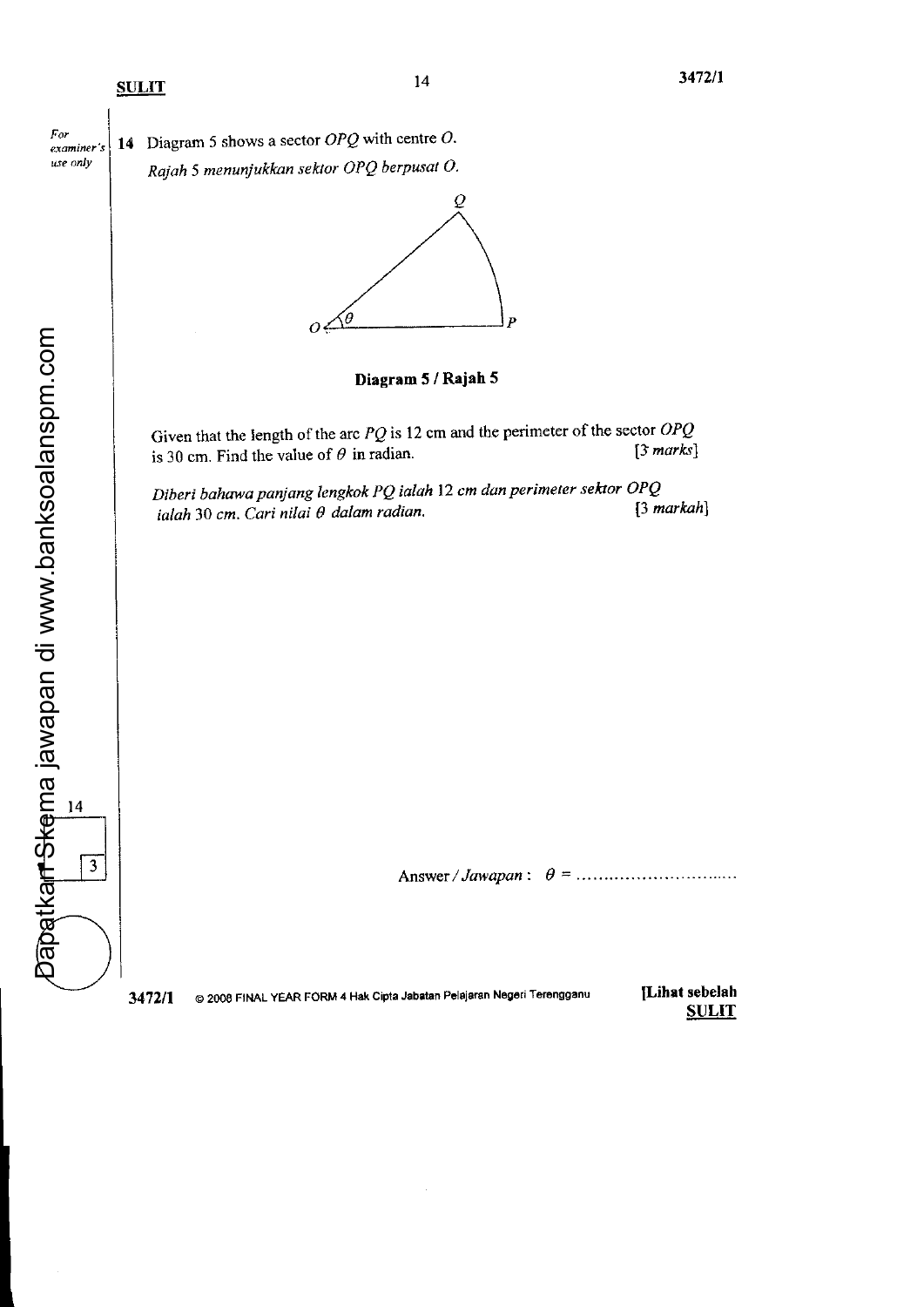For examiner's use only

**14** Diagram 5 shows a sector $OPQ$ with centre $O$.

*Rajah 5 menunjukkan sektor OPQ berpusat O.*

**Diagram 5 / Rajah 5**

Given that the length of the arc $PQ$ is 12 cm and the perimeter of the sector $OPQ$ is 30 cm. Find the value of $\theta$ in radian. [3 marks]

*Diberi bahawa panjang lengkok PQ ialah 12 cm dan perimeter sektor OPQ ialah 30 cm. Cari nilai $\theta$ dalam radian.* [3 *markah*]

Answer / *Jawapan* : $\theta$ = ..............................

14

3

Dapatkan Skema jawapan di www.banksoalanspm.com

3472/1 © 2008 FINAL YEAR FORM 4 Hak Cipta Jabatan Pelajaran Negeri Terengganu

[Lihat sebelah
SULIT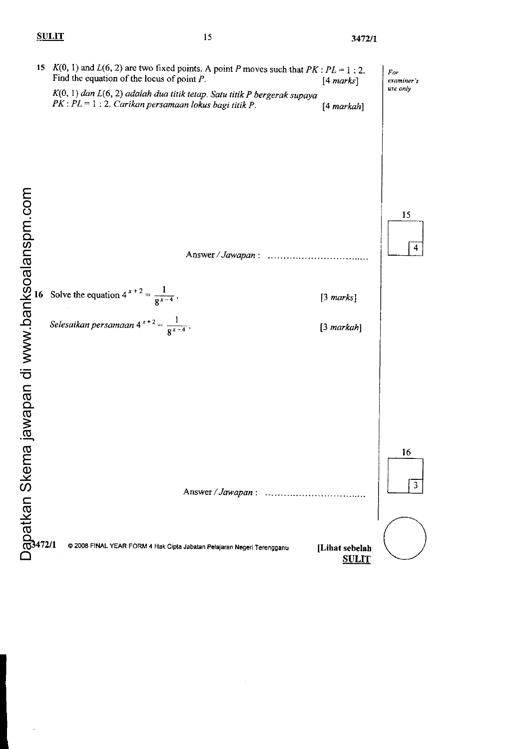15 $K(0, 1)$ and $L(6, 2)$ are two fixed points. A point $P$ moves such that $PK : PL = 1 : 2$. Find the equation of the locus of point $P$. [4 *marks*]

*$K(0, 1)$ dan $L(6, 2)$ adalah dua titik tetap. Satu titik $P$ bergerak supaya $PK : PL = 1 : 2$. Carikan persamaan lokus bagi titik $P$.* [4 *markah*]

Answer / *Jawapan* : ...............................

16 Solve the equation $4^{x+2} = \frac{1}{8^{x-4}}$. [3 *marks*]

*Selesaikan persamaan* $4^{x+2} = \frac{1}{8^{x-4}}$. [3 *markah*]

Answer / *Jawapan* : ...............................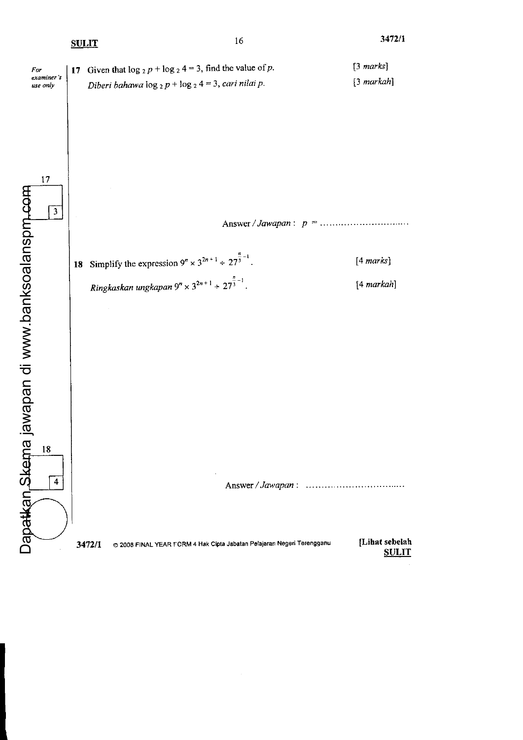**17** Given that $\log_2 p + \log_2 4 = 3$, find the value of $p$. [3 *marks*]

*Diberi bahawa* $\log_2 p + \log_2 4 = 3$, *cari nilai* $p$. [3 *markah*]

Answer / *Jawapan* : $p$ = ..............................

**18** Simplify the expression $9^n \times 3^{2n+1} \div 27^{\frac{n}{3}-1}$. [4 *marks*]

*Ringkaskan ungkapan* $9^n \times 3^{2n+1} \div 27^{\frac{n}{3}-1}$. [4 *markah*]

Answer / *Jawapan* : ..............................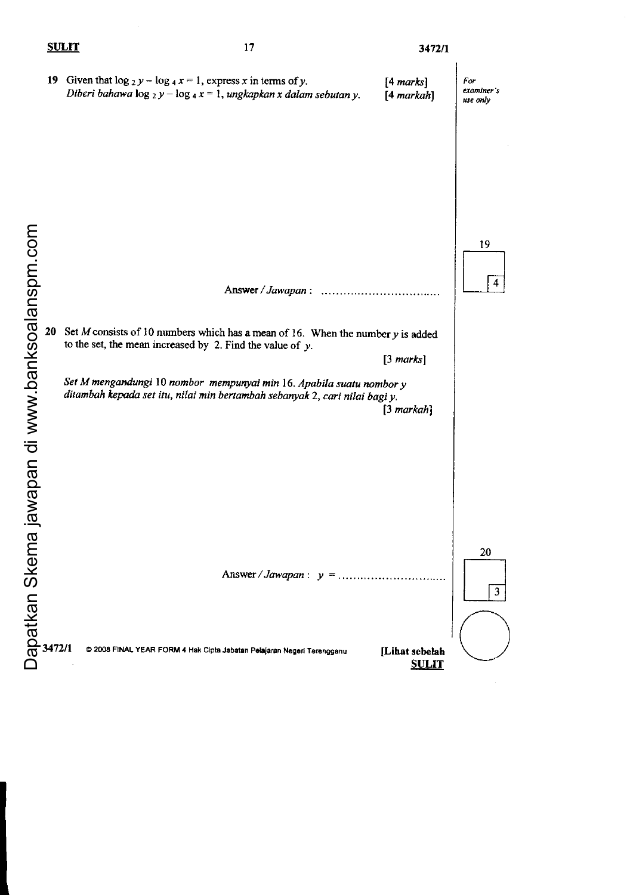**19** Given that $\log_2 y - \log_4 x = 1$, express $x$ in terms of $y$. [4 *marks*]
*Diberi bahawa* $\log_2 y - \log_4 x = 1$, *ungkapkan x dalam sebutan y.* [4 *markah*]

Answer / *Jawapan* : ...............................

| For examiner's use only |
|---|
| 19 |
| 4 |

**20** Set $M$ consists of 10 numbers which has a mean of 16. When the number $y$ is added to the set, the mean increased by 2. Find the value of $y$.

[3 *marks*]

*Set M mengandungi* 10 *nombor mempunyai min* 16. *Apabila suatu nombor y ditambah kepada set itu, nilai min bertambah sebanyak* 2, *cari nilai bagi y.*

[3 *markah*]

Answer / *Jawapan* : $y$ = ...............................

| For examiner's use only |
|---|
| 20 |
| 3 |

Dapatkan Skema jawapan di www.banksoalanspm.com

3472/1 © 2008 FINAL YEAR FORM 4 Hak Cipta Jabatan Pelajaran Negeri Terengganu

**[Lihat sebelah**
**SULIT**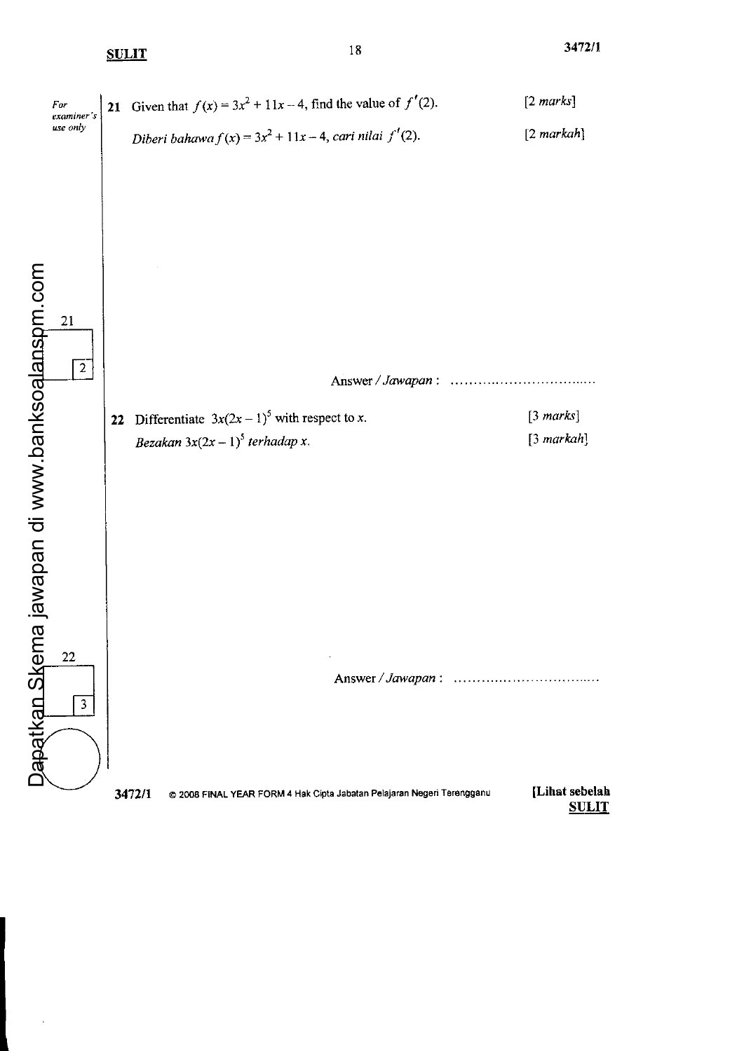For examiner's use only

**21** Given that $f(x) = 3x^2 + 11x - 4$, find the value of $f'(2)$. [2 *marks*]

*Diberi bahawa* $f(x) = 3x^2 + 11x - 4$, *cari nilai* $f'(2)$. [2 *markah*]

Answer / *Jawapan* : ................................

| 21 | |
|---|---|
| | 2 |

**22** Differentiate $3x(2x-1)^5$ with respect to $x$. [3 *marks*]

*Bezakan* $3x(2x-1)^5$ *terhadap* $x$. [3 *markah*]

Answer / *Jawapan* : ................................

| 22 | |
|---|---|
| | 3 |

3472/1 © 2008 FINAL YEAR FORM 4 Hak Cipta Jabatan Pelajaran Negeri Terengganu

**[Lihat sebelah**
**SULIT**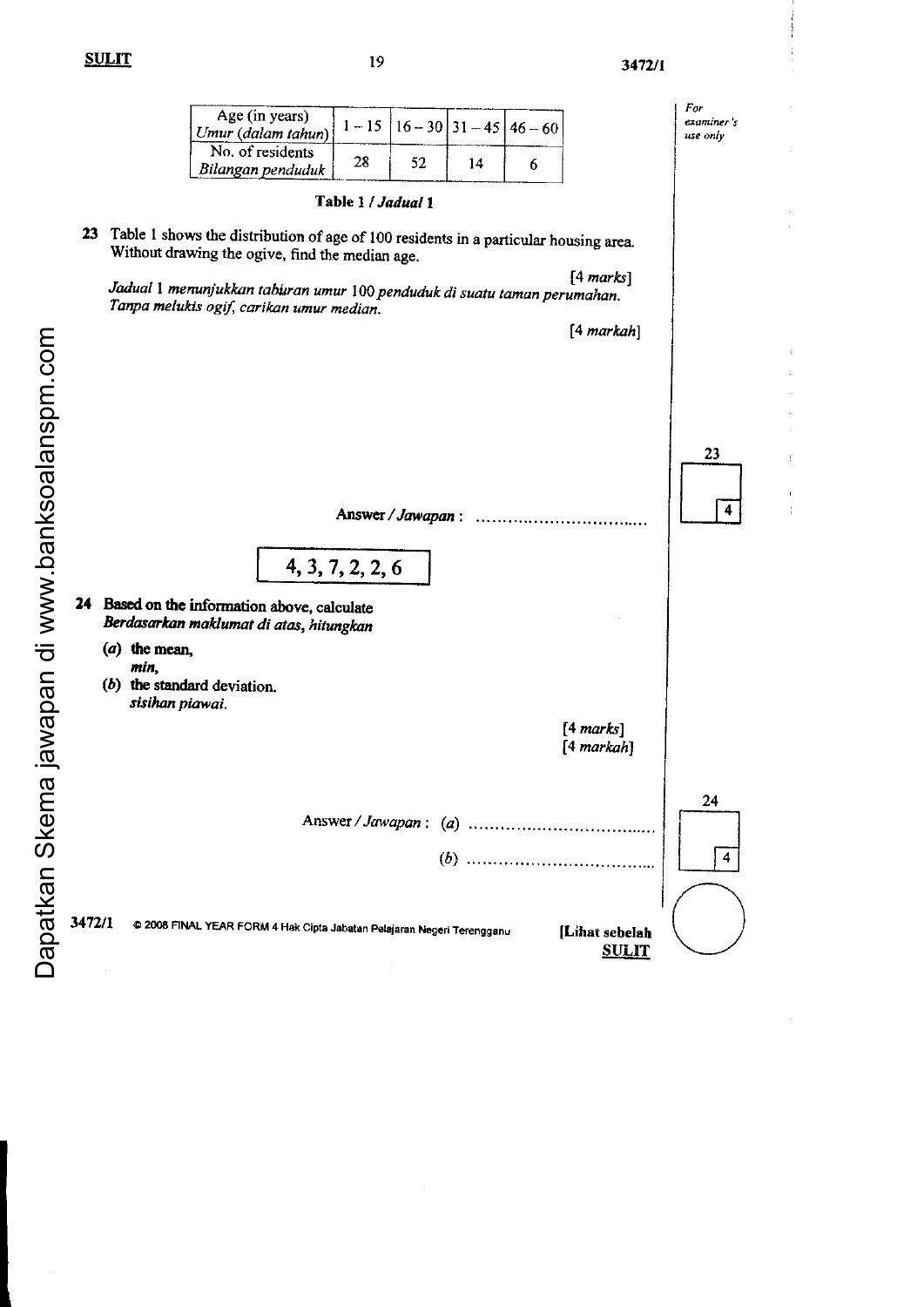| Age (in years) *Umur (dalam tahun)* | 1 – 15 | 16 – 30 | 31 – 45 | 46 – 60 |
|---|---|---|---|---|
| No. of residents *Bilangan penduduk* | 28 | 52 | 14 | 6 |

**Table 1 / *Jadual 1***

**23** Table 1 shows the distribution of age of 100 residents in a particular housing area. Without drawing the ogive, find the median age.

[4 *marks*]

*Jadual* 1 *menunjukkan taburan umur* 100 *penduduk di suatu taman perumahan. Tanpa melukis ogif, carikan umur median.*

[4 *markah*]

Answer / *Jawapan* : ..................................

| 4, 3, 7, 2, 2, 6 |
|---|

**24** **Based on the information above, calculate**
***Berdasarkan maklumat di atas, hitungkan***

(*a*) **the mean,**
***min,***

(*b*) **the standard deviation.**
***sisihan piawai.***

[4 *marks*]
[4 *markah*]

Answer / *Jawapan* : (*a*) ..................................

(*b*) ..................................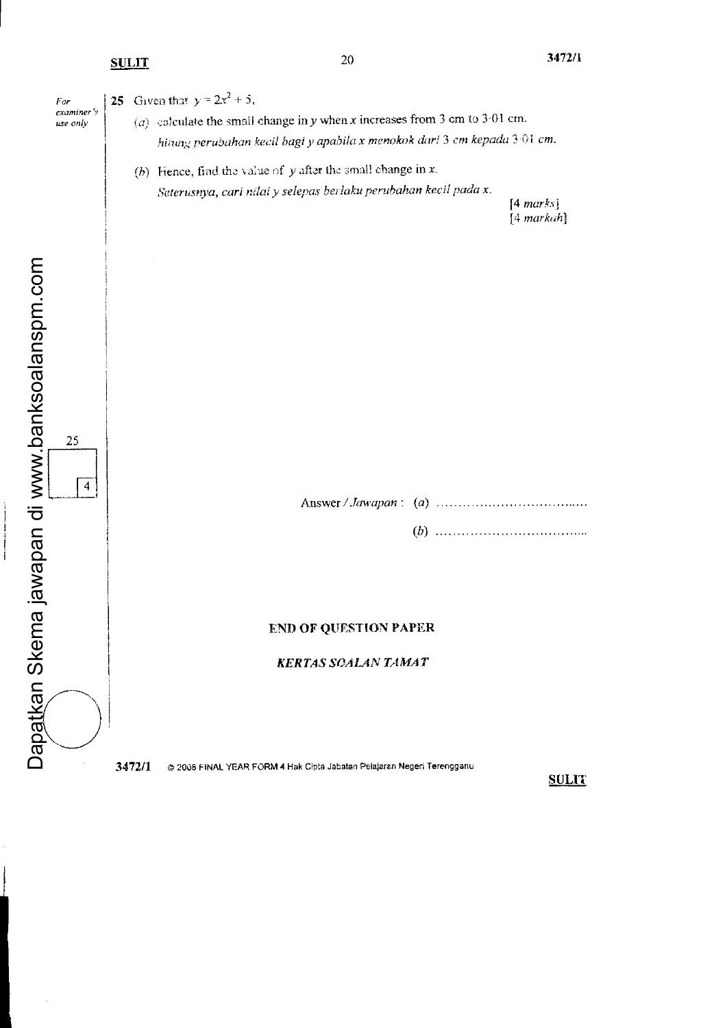25 Given that $y = 2x^2 + 5$,

(a) calculate the small change in $y$ when $x$ increases from 3 cm to 3·01 cm.

*hitung perubahan kecil bagi y apabila x menokok dari 3 cm kepada 3·01 cm.*

(b) Hence, find the value of $y$ after the small change in $x$.

*Seterusnya, cari nilai y selepas berlaku perubahan kecil pada x.*

[4 *marks*]
[4 *markah*]

Answer / *Jawapan* : (a) ..................................

(b) ..................................

**END OF QUESTION PAPER**

***KERTAS SOALAN TAMAT***